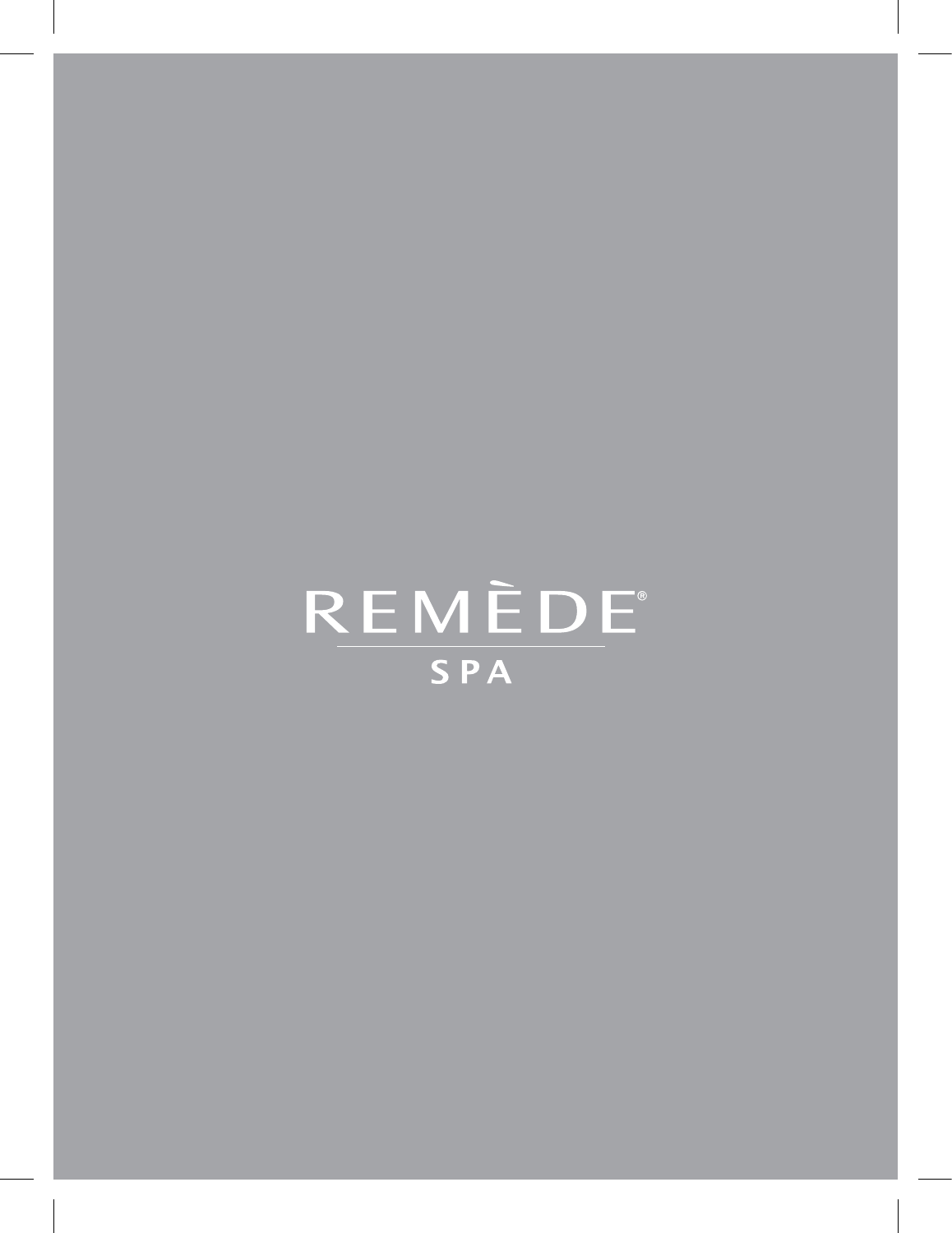# REMÈDE®

## SPA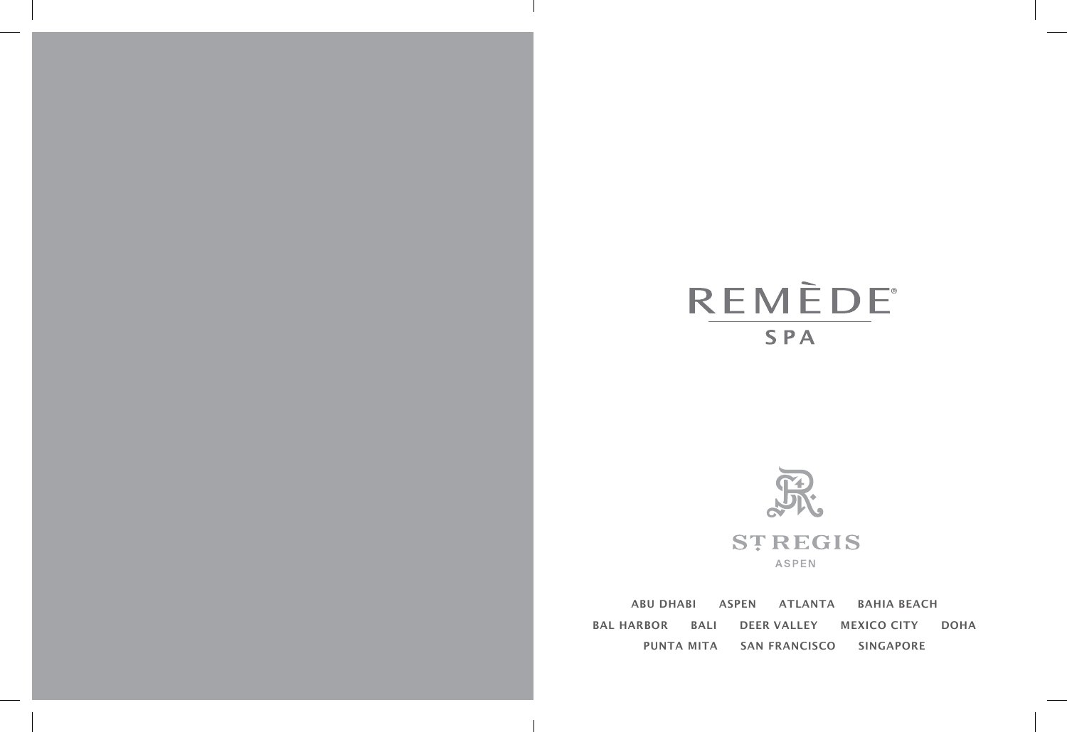# REMÈDE®

## SPA

ST REGIS

ASPEN

ABU DHABI ASPEN ATLANTA BAHIA BEACH

BAL HARBOR BALI DEER VALLEY MEXICO CITY DOHA

PUNTA MITA SAN FRANCISCO SINGAPORE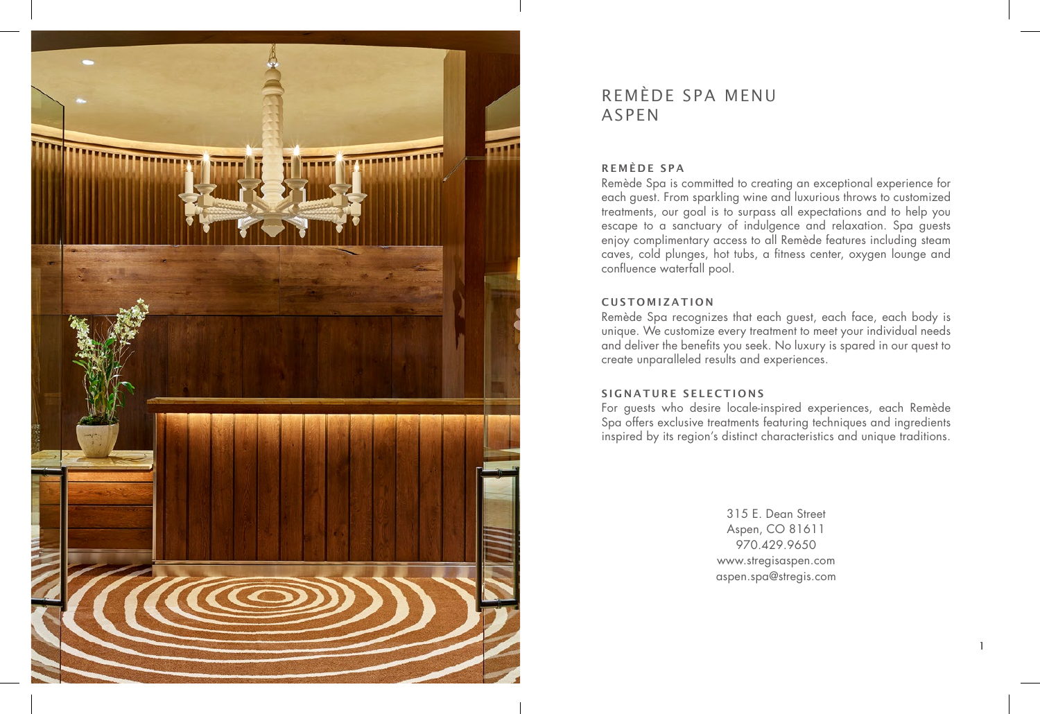# REMÈDE SPA MENU ASPEN

## REMÈDE SPA

Remède Spa is committed to creating an exceptional experience for each guest. From sparkling wine and luxurious throws to customized treatments, our goal is to surpass all expectations and to help you escape to a sanctuary of indulgence and relaxation. Spa guests enjoy complimentary access to all Remède features including steam caves, cold plunges, hot tubs, a fitness center, oxygen lounge and confluence waterfall pool.

## CUSTOMIZATION

Remède Spa recognizes that each guest, each face, each body is unique. We customize every treatment to meet your individual needs and deliver the benefits you seek. No luxury is spared in our quest to create unparalleled results and experiences.

## SIGNATURE SELECTIONS

For guests who desire locale-inspired experiences, each Remède Spa offers exclusive treatments featuring techniques and ingredients inspired by its region's distinct characteristics and unique traditions.

315 E. Dean Street
Aspen, CO 81611
970.429.9650
www.stregisaspen.com
aspen.spa@stregis.com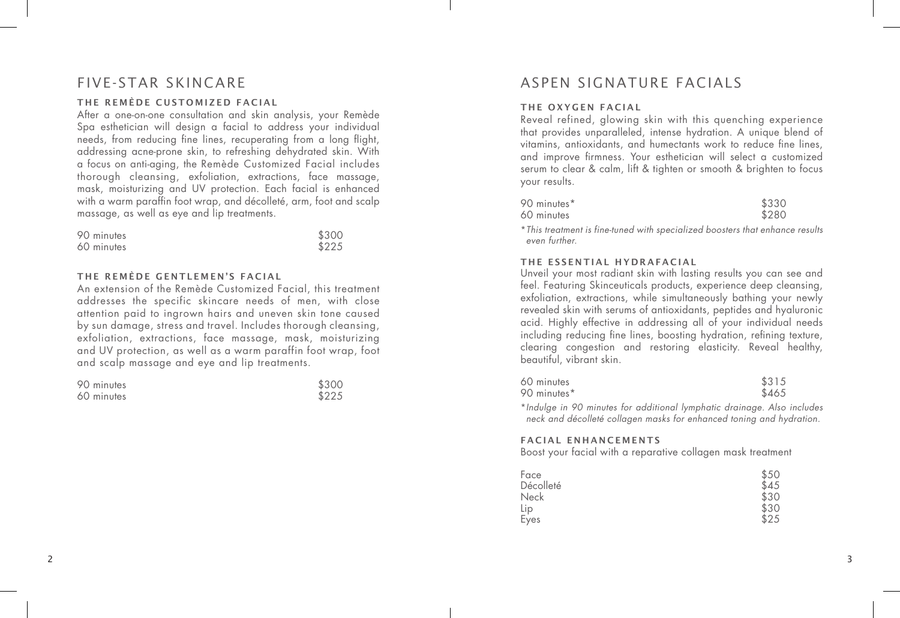# FIVE-STAR SKINCARE

### THE REMÈDE CUSTOMIZED FACIAL

After a one-on-one consultation and skin analysis, your Remède Spa esthetician will design a facial to address your individual needs, from reducing fine lines, recuperating from a long flight, addressing acne-prone skin, to refreshing dehydrated skin. With a focus on anti-aging, the Remède Customized Facial includes thorough cleansing, exfoliation, extractions, face massage, mask, moisturizing and UV protection. Each facial is enhanced with a warm paraffin foot wrap, and décolleté, arm, foot and scalp massage, as well as eye and lip treatments.

| | |
|---|---|
| 90 minutes | $300 |
| 60 minutes | $225 |

### THE REMÈDE GENTLEMEN'S FACIAL

An extension of the Remède Customized Facial, this treatment addresses the specific skincare needs of men, with close attention paid to ingrown hairs and uneven skin tone caused by sun damage, stress and travel. Includes thorough cleansing, exfoliation, extractions, face massage, mask, moisturizing and UV protection, as well as a warm paraffin foot wrap, foot and scalp massage and eye and lip treatments.

| | |
|---|---|
| 90 minutes | $300 |
| 60 minutes | $225 |

# ASPEN SIGNATURE FACIALS

### THE OXYGEN FACIAL

Reveal refined, glowing skin with this quenching experience that provides unparalleled, intense hydration. A unique blend of vitamins, antioxidants, and humectants work to reduce fine lines, and improve firmness. Your esthetician will select a customized serum to clear & calm, lift & tighten or smooth & brighten to focus your results.

| | |
|---|---|
| 90 minutes* | $330 |
| 60 minutes | $280 |

*\*This treatment is fine-tuned with specialized boosters that enhance results even further.*

### THE ESSENTIAL HYDRAFACIAL

Unveil your most radiant skin with lasting results you can see and feel. Featuring Skinceuticals products, experience deep cleansing, exfoliation, extractions, while simultaneously bathing your newly revealed skin with serums of antioxidants, peptides and hyaluronic acid. Highly effective in addressing all of your individual needs including reducing fine lines, boosting hydration, refining texture, clearing congestion and restoring elasticity. Reveal healthy, beautiful, vibrant skin.

| | |
|---|---|
| 60 minutes | $315 |
| 90 minutes* | $465 |

*\*Indulge in 90 minutes for additional lymphatic drainage. Also includes neck and décolleté collagen masks for enhanced toning and hydration.*

### FACIAL ENHANCEMENTS

Boost your facial with a reparative collagen mask treatment

| | |
|---|---|
| Face | $50 |
| Décolleté | $45 |
| Neck | $30 |
| Lip | $30 |
| Eyes | $25 |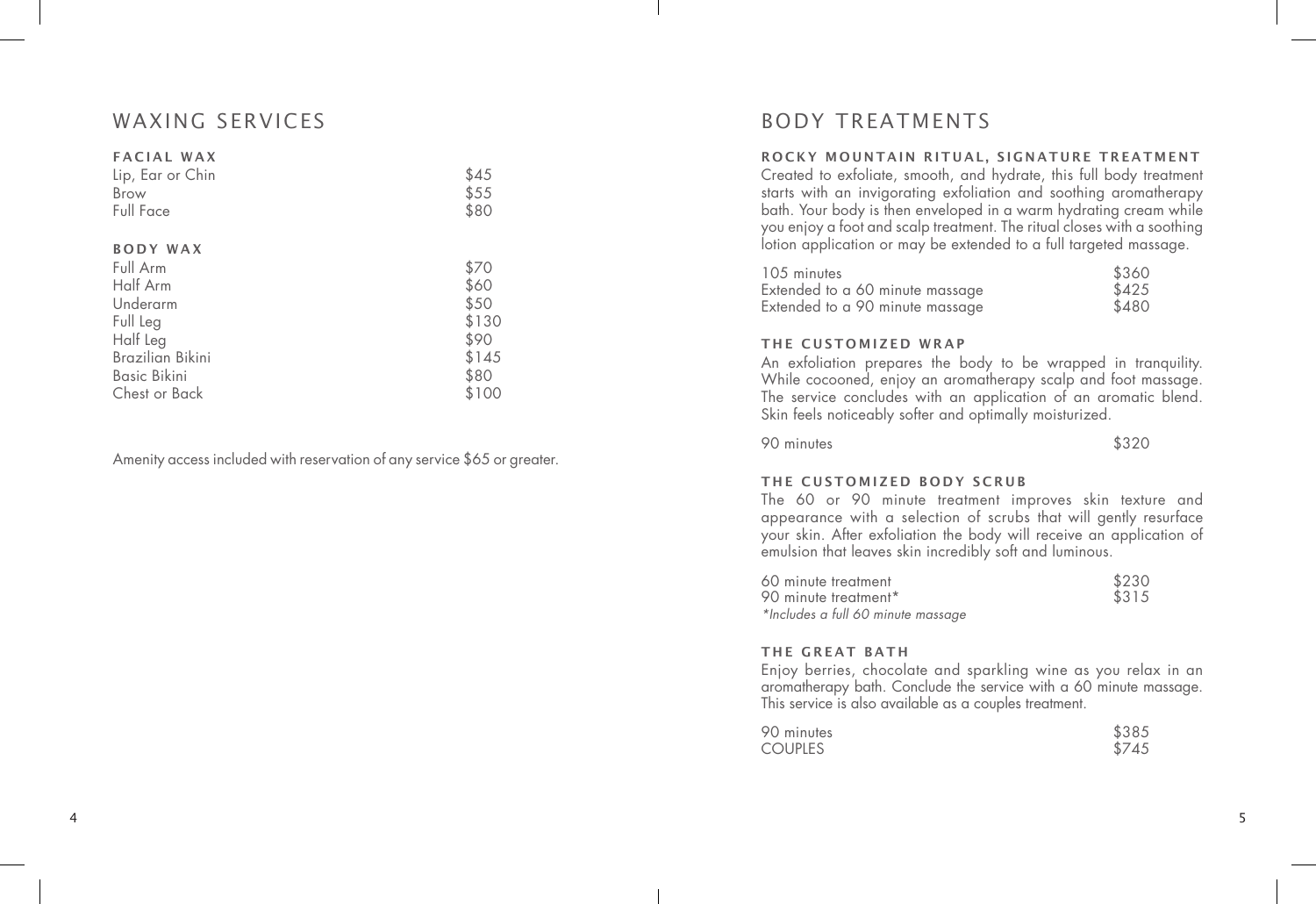# WAXING SERVICES

## FACIAL WAX

| Service | Price |
|---|---|
| Lip, Ear or Chin | $45 |
| Brow | $55 |
| Full Face | $80 |

## BODY WAX

| Service | Price |
|---|---|
| Full Arm | $70 |
| Half Arm | $60 |
| Underarm | $50 |
| Full Leg | $130 |
| Half Leg | $90 |
| Brazilian Bikini | $145 |
| Basic Bikini | $80 |
| Chest or Back | $100 |

Amenity access included with reservation of any service $65 or greater.

# BODY TREATMENTS

## ROCKY MOUNTAIN RITUAL, SIGNATURE TREATMENT

Created to exfoliate, smooth, and hydrate, this full body treatment starts with an invigorating exfoliation and soothing aromatherapy bath. Your body is then enveloped in a warm hydrating cream while you enjoy a foot and scalp treatment. The ritual closes with a soothing lotion application or may be extended to a full targeted massage.

| Option | Price |
|---|---|
| 105 minutes | $360 |
| Extended to a 60 minute massage | $425 |
| Extended to a 90 minute massage | $480 |

## THE CUSTOMIZED WRAP

An exfoliation prepares the body to be wrapped in tranquility. While cocooned, enjoy an aromatherapy scalp and foot massage. The service concludes with an application of an aromatic blend. Skin feels noticeably softer and optimally moisturized.

| Option | Price |
|---|---|
| 90 minutes | $320 |

## THE CUSTOMIZED BODY SCRUB

The 60 or 90 minute treatment improves skin texture and appearance with a selection of scrubs that will gently resurface your skin. After exfoliation the body will receive an application of emulsion that leaves skin incredibly soft and luminous.

| Option | Price |
|---|---|
| 60 minute treatment | $230 |
| 90 minute treatment* | $315 |

*\*Includes a full 60 minute massage*

## THE GREAT BATH

Enjoy berries, chocolate and sparkling wine as you relax in an aromatherapy bath. Conclude the service with a 60 minute massage. This service is also available as a couples treatment.

| Option | Price |
|---|---|
| 90 minutes | $385 |
| COUPLES | $745 |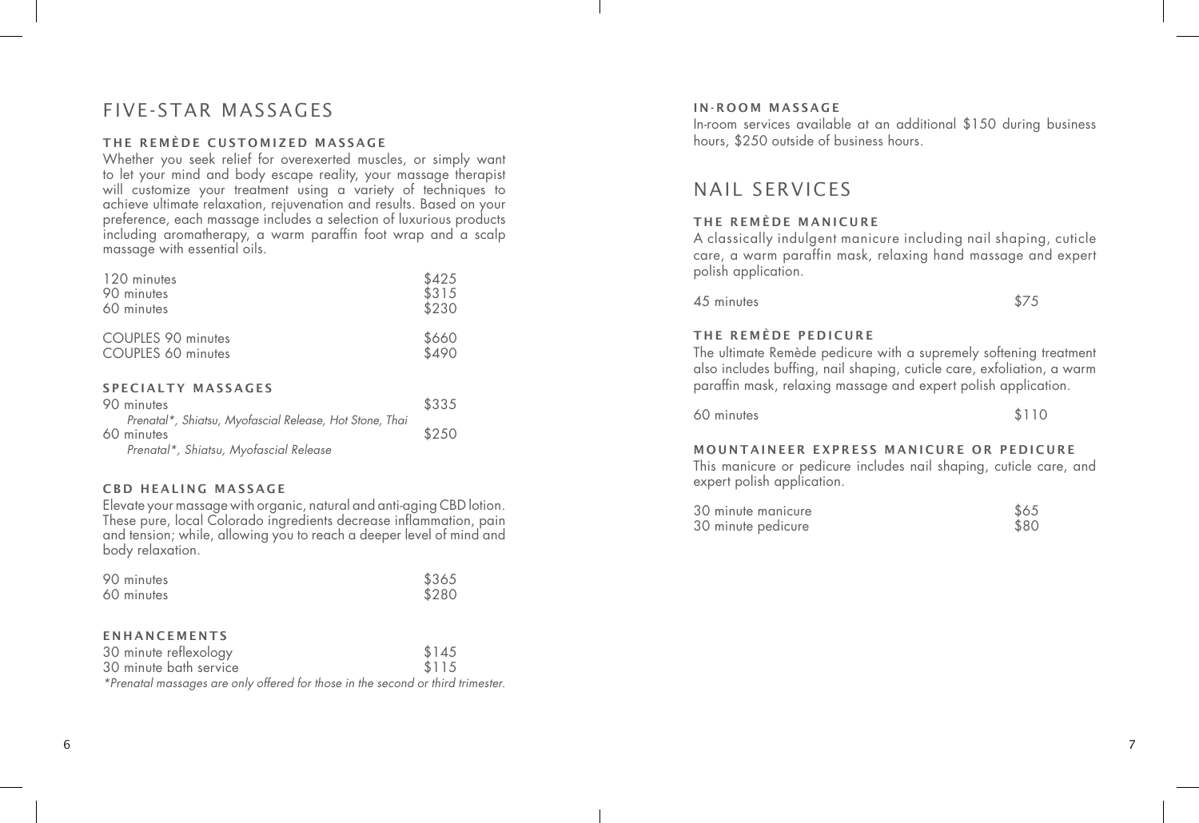# FIVE-STAR MASSAGES

### THE REMÈDE CUSTOMIZED MASSAGE

Whether you seek relief for overexerted muscles, or simply want to let your mind and body escape reality, your massage therapist will customize your treatment using a variety of techniques to achieve ultimate relaxation, rejuvenation and results. Based on your preference, each massage includes a selection of luxurious products including aromatherapy, a warm paraffin foot wrap and a scalp massage with essential oils.

| | |
|---|---|
| 120 minutes | $425 |
| 90 minutes | $315 |
| 60 minutes | $230 |
| COUPLES 90 minutes | $660 |
| COUPLES 60 minutes | $490 |

### SPECIALTY MASSAGES

| | |
|---|---|
| 90 minutes<br>*Prenatal*, Shiatsu, Myofascial Release, Hot Stone, Thai* | $335 |
| 60 minutes<br>*Prenatal*, Shiatsu, Myofascial Release* | $250 |

### CBD HEALING MASSAGE

Elevate your massage with organic, natural and anti-aging CBD lotion. These pure, local Colorado ingredients decrease inflammation, pain and tension; while, allowing you to reach a deeper level of mind and body relaxation.

| | |
|---|---|
| 90 minutes | $365 |
| 60 minutes | $280 |

### ENHANCEMENTS

| | |
|---|---|
| 30 minute reflexology | $145 |
| 30 minute bath service | $115 |

*\*Prenatal massages are only offered for those in the second or third trimester.*

### IN-ROOM MASSAGE

In-room services available at an additional $150 during business hours, $250 outside of business hours.

# NAIL SERVICES

### THE REMÈDE MANICURE

A classically indulgent manicure including nail shaping, cuticle care, a warm paraffin mask, relaxing hand massage and expert polish application.

| | |
|---|---|
| 45 minutes | $75 |

### THE REMÈDE PEDICURE

The ultimate Remède pedicure with a supremely softening treatment also includes buffing, nail shaping, cuticle care, exfoliation, a warm paraffin mask, relaxing massage and expert polish application.

| | |
|---|---|
| 60 minutes | $110 |

### MOUNTAINEER EXPRESS MANICURE OR PEDICURE

This manicure or pedicure includes nail shaping, cuticle care, and expert polish application.

| | |
|---|---|
| 30 minute manicure | $65 |
| 30 minute pedicure | $80 |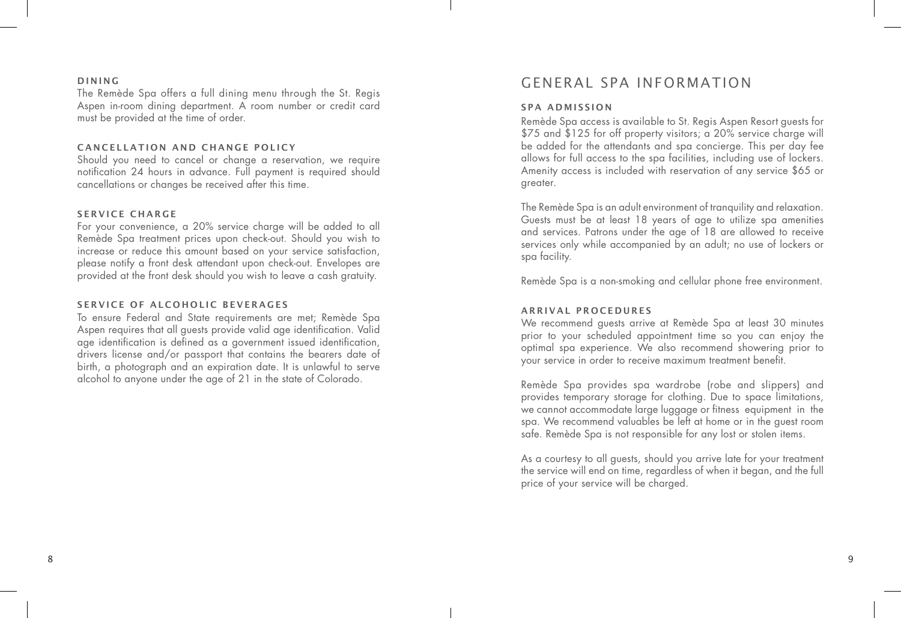### DINING

The Remède Spa offers a full dining menu through the St. Regis Aspen in-room dining department. A room number or credit card must be provided at the time of order.

### CANCELLATION AND CHANGE POLICY

Should you need to cancel or change a reservation, we require notification 24 hours in advance. Full payment is required should cancellations or changes be received after this time.

### SERVICE CHARGE

For your convenience, a 20% service charge will be added to all Remède Spa treatment prices upon check-out. Should you wish to increase or reduce this amount based on your service satisfaction, please notify a front desk attendant upon check-out. Envelopes are provided at the front desk should you wish to leave a cash gratuity.

### SERVICE OF ALCOHOLIC BEVERAGES

To ensure Federal and State requirements are met; Remède Spa Aspen requires that all guests provide valid age identification. Valid age identification is defined as a government issued identification, drivers license and/or passport that contains the bearers date of birth, a photograph and an expiration date. It is unlawful to serve alcohol to anyone under the age of 21 in the state of Colorado.

## GENERAL SPA INFORMATION

### SPA ADMISSION

Remède Spa access is available to St. Regis Aspen Resort guests for $75 and $125 for off property visitors; a 20% service charge will be added for the attendants and spa concierge. This per day fee allows for full access to the spa facilities, including use of lockers. Amenity access is included with reservation of any service $65 or greater.

The Remède Spa is an adult environment of tranquility and relaxation. Guests must be at least 18 years of age to utilize spa amenities and services. Patrons under the age of 18 are allowed to receive services only while accompanied by an adult; no use of lockers or spa facility.

Remède Spa is a non-smoking and cellular phone free environment.

### ARRIVAL PROCEDURES

We recommend guests arrive at Remède Spa at least 30 minutes prior to your scheduled appointment time so you can enjoy the optimal spa experience. We also recommend showering prior to your service in order to receive maximum treatment benefit.

Remède Spa provides spa wardrobe (robe and slippers) and provides temporary storage for clothing. Due to space limitations, we cannot accommodate large luggage or fitness equipment in the spa. We recommend valuables be left at home or in the guest room safe. Remède Spa is not responsible for any lost or stolen items.

As a courtesy to all guests, should you arrive late for your treatment the service will end on time, regardless of when it began, and the full price of your service will be charged.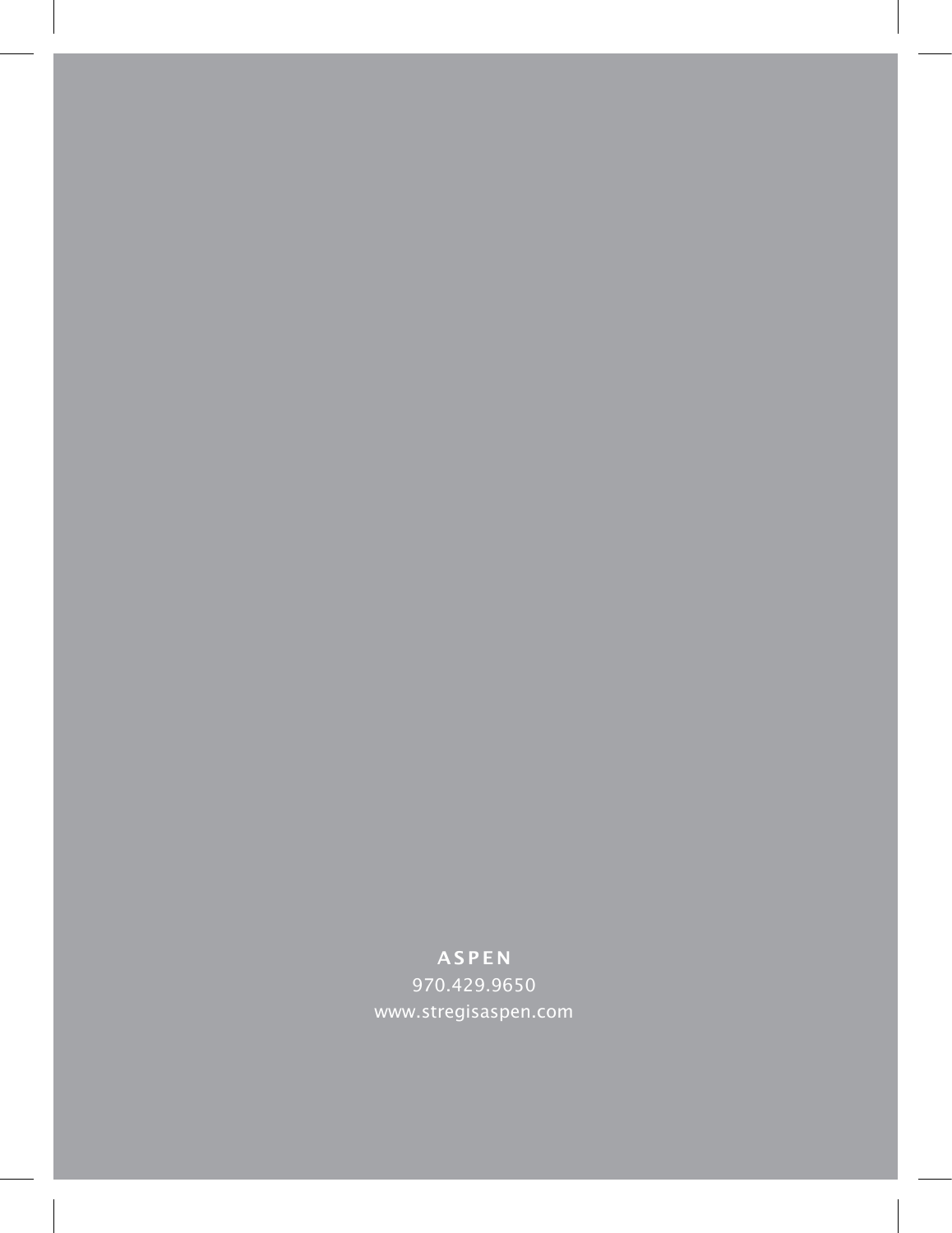**ASPEN**

970.429.9650

www.stregisaspen.com